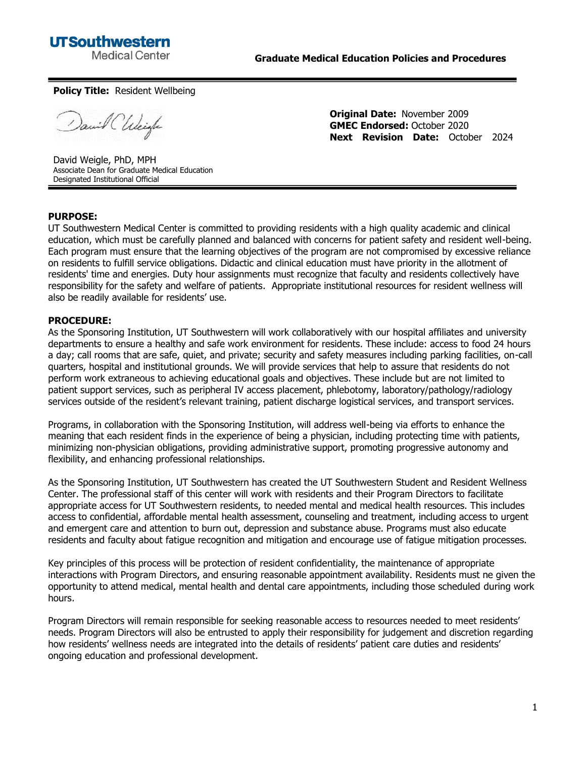UTSouthwestern
Medical Center

**Graduate Medical Education Policies and Procedures**

---

**Policy Title:** Resident Wellbeing

David Weigle, PhD, MPH
Associate Dean for Graduate Medical Education
Designated Institutional Official

**Original Date:** November 2009
**GMEC Endorsed:** October 2020
**Next Revision Date:** October 2024

---

**PURPOSE:**
UT Southwestern Medical Center is committed to providing residents with a high quality academic and clinical education, which must be carefully planned and balanced with concerns for patient safety and resident well-being. Each program must ensure that the learning objectives of the program are not compromised by excessive reliance on residents to fulfill service obligations. Didactic and clinical education must have priority in the allotment of residents' time and energies. Duty hour assignments must recognize that faculty and residents collectively have responsibility for the safety and welfare of patients. Appropriate institutional resources for resident wellness will also be readily available for residents' use.

**PROCEDURE:**
As the Sponsoring Institution, UT Southwestern will work collaboratively with our hospital affiliates and university departments to ensure a healthy and safe work environment for residents. These include: access to food 24 hours a day; call rooms that are safe, quiet, and private; security and safety measures including parking facilities, on-call quarters, hospital and institutional grounds. We will provide services that help to assure that residents do not perform work extraneous to achieving educational goals and objectives. These include but are not limited to patient support services, such as peripheral IV access placement, phlebotomy, laboratory/pathology/radiology services outside of the resident's relevant training, patient discharge logistical services, and transport services.

Programs, in collaboration with the Sponsoring Institution, will address well-being via efforts to enhance the meaning that each resident finds in the experience of being a physician, including protecting time with patients, minimizing non-physician obligations, providing administrative support, promoting progressive autonomy and flexibility, and enhancing professional relationships.

As the Sponsoring Institution, UT Southwestern has created the UT Southwestern Student and Resident Wellness Center. The professional staff of this center will work with residents and their Program Directors to facilitate appropriate access for UT Southwestern residents, to needed mental and medical health resources. This includes access to confidential, affordable mental health assessment, counseling and treatment, including access to urgent and emergent care and attention to burn out, depression and substance abuse. Programs must also educate residents and faculty about fatigue recognition and mitigation and encourage use of fatigue mitigation processes.

Key principles of this process will be protection of resident confidentiality, the maintenance of appropriate interactions with Program Directors, and ensuring reasonable appointment availability. Residents must ne given the opportunity to attend medical, mental health and dental care appointments, including those scheduled during work hours.

Program Directors will remain responsible for seeking reasonable access to resources needed to meet residents' needs. Program Directors will also be entrusted to apply their responsibility for judgement and discretion regarding how residents' wellness needs are integrated into the details of residents' patient care duties and residents' ongoing education and professional development.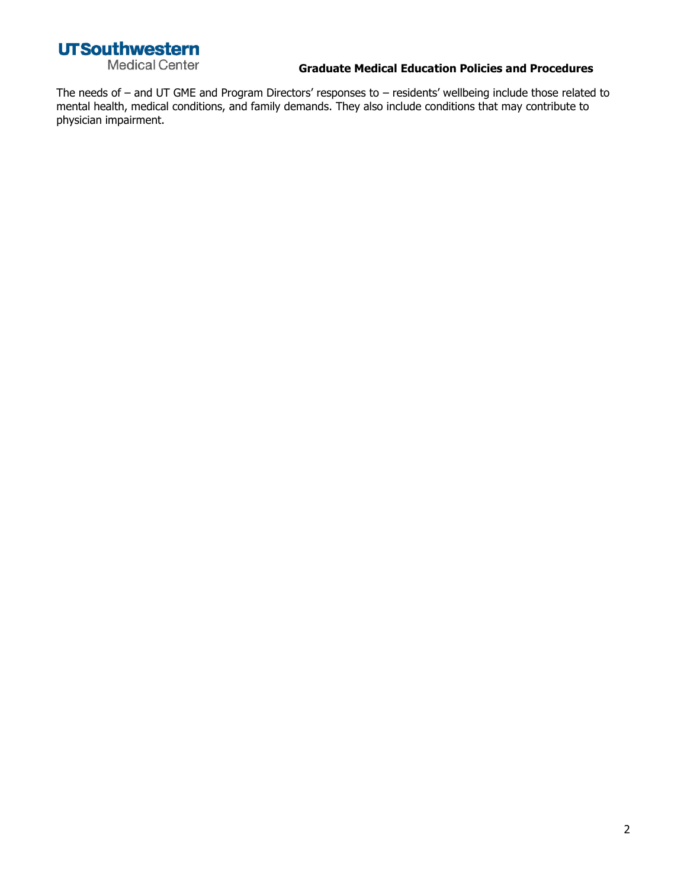The needs of – and UT GME and Program Directors' responses to – residents' wellbeing include those related to mental health, medical conditions, and family demands. They also include conditions that may contribute to physician impairment.